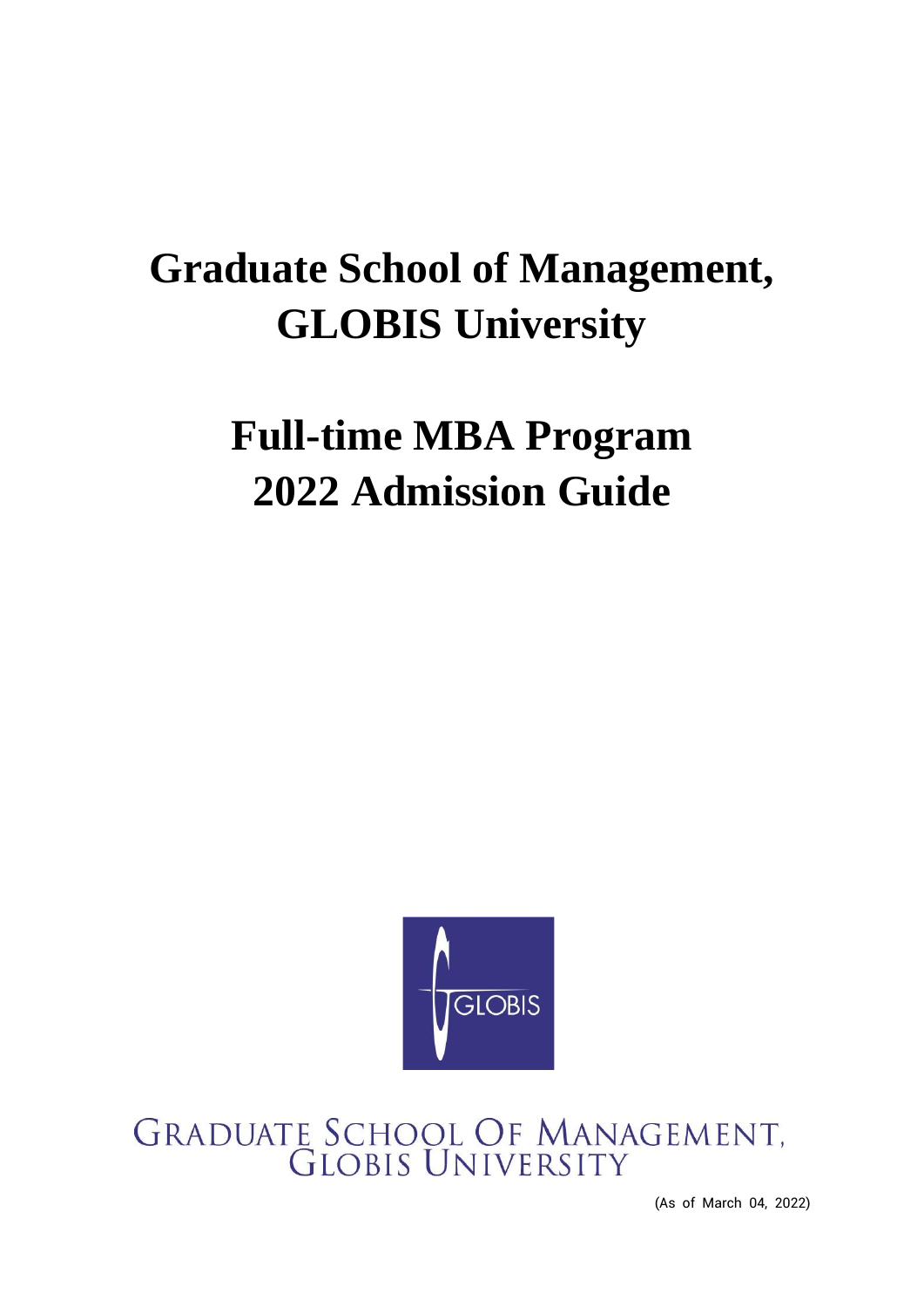# Graduate School of Management, GLOBIS University

# Full-time MBA Program 2022 Admission Guide

GRADUATE SCHOOL OF MANAGEMENT, GLOBIS UNIVERSITY

(As of March 04, 2022)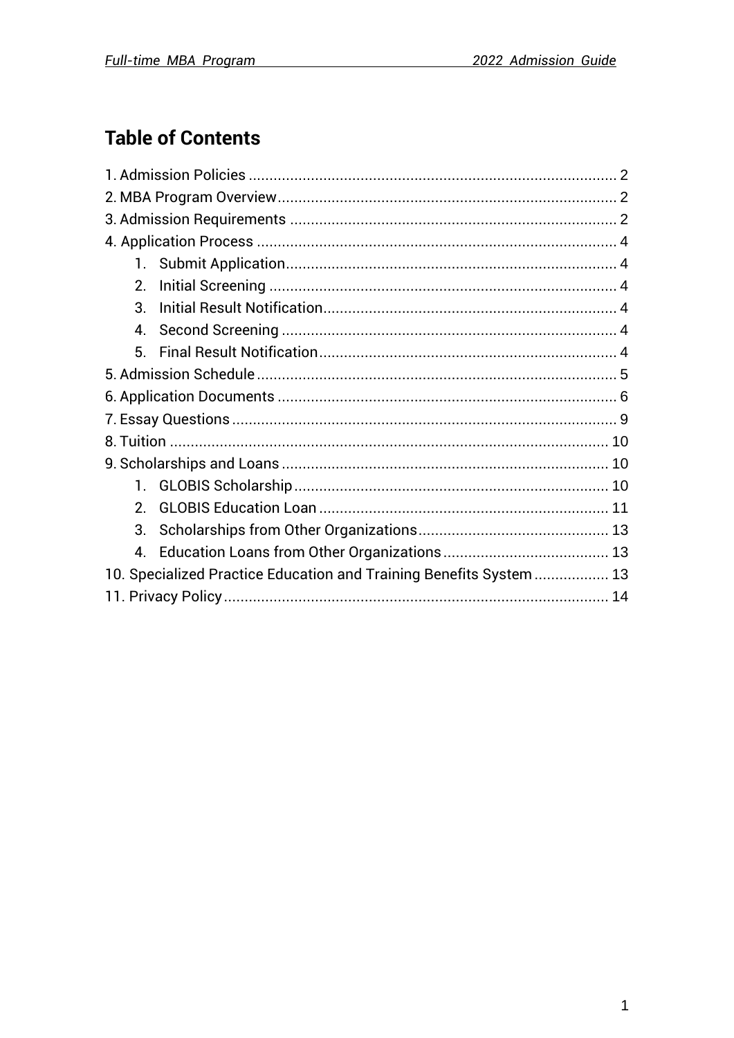# Table of Contents

1. Admission Policies ........................................................................................ 2
2. MBA Program Overview.................................................................................. 2
3. Admission Requirements ............................................................................... 2
4. Application Process ....................................................................................... 4
    1. Submit Application................................................................................ 4
    2. Initial Screening .................................................................................... 4
    3. Initial Result Notification....................................................................... 4
    4. Second Screening ................................................................................. 4
    5. Final Result Notification........................................................................ 4
5. Admission Schedule ....................................................................................... 5
6. Application Documents .................................................................................. 6
7. Essay Questions ............................................................................................. 9
8. Tuition .......................................................................................................... 10
9. Scholarships and Loans ............................................................................... 10
    1. GLOBIS Scholarship ............................................................................ 10
    2. GLOBIS Education Loan ...................................................................... 11
    3. Scholarships from Other Organizations.............................................. 13
    4. Education Loans from Other Organizations ........................................ 13
10. Specialized Practice Education and Training Benefits System .................. 13
11. Privacy Policy ............................................................................................. 14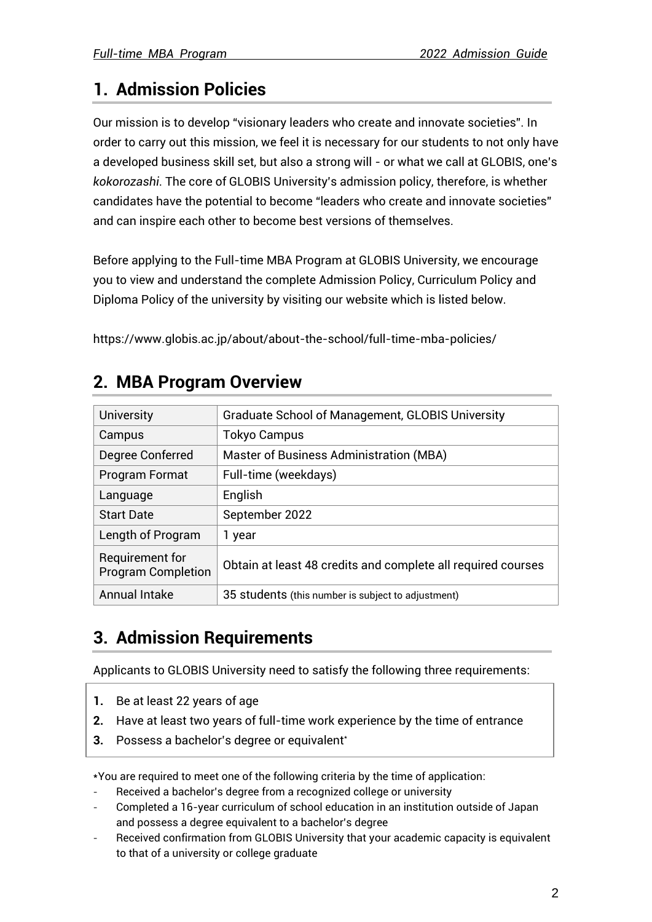## 1. Admission Policies

Our mission is to develop "visionary leaders who create and innovate societies". In order to carry out this mission, we feel it is necessary for our students to not only have a developed business skill set, but also a strong will - or what we call at GLOBIS, one's *kokorozashi*. The core of GLOBIS University's admission policy, therefore, is whether candidates have the potential to become "leaders who create and innovate societies" and can inspire each other to become best versions of themselves.

Before applying to the Full-time MBA Program at GLOBIS University, we encourage you to view and understand the complete Admission Policy, Curriculum Policy and Diploma Policy of the university by visiting our website which is listed below.

https://www.globis.ac.jp/about/about-the-school/full-time-mba-policies/

## 2. MBA Program Overview

| | |
|---|---|
| University | Graduate School of Management, GLOBIS University |
| Campus | Tokyo Campus |
| Degree Conferred | Master of Business Administration (MBA) |
| Program Format | Full-time (weekdays) |
| Language | English |
| Start Date | September 2022 |
| Length of Program | 1 year |
| Requirement for Program Completion | Obtain at least 48 credits and complete all required courses |
| Annual Intake | 35 students (this number is subject to adjustment) |

## 3. Admission Requirements

Applicants to GLOBIS University need to satisfy the following three requirements:

1. Be at least 22 years of age
2. Have at least two years of full-time work experience by the time of entrance
3. Possess a bachelor's degree or equivalent*

*You are required to meet one of the following criteria by the time of application:

- Received a bachelor's degree from a recognized college or university
- Completed a 16-year curriculum of school education in an institution outside of Japan and possess a degree equivalent to a bachelor's degree
- Received confirmation from GLOBIS University that your academic capacity is equivalent to that of a university or college graduate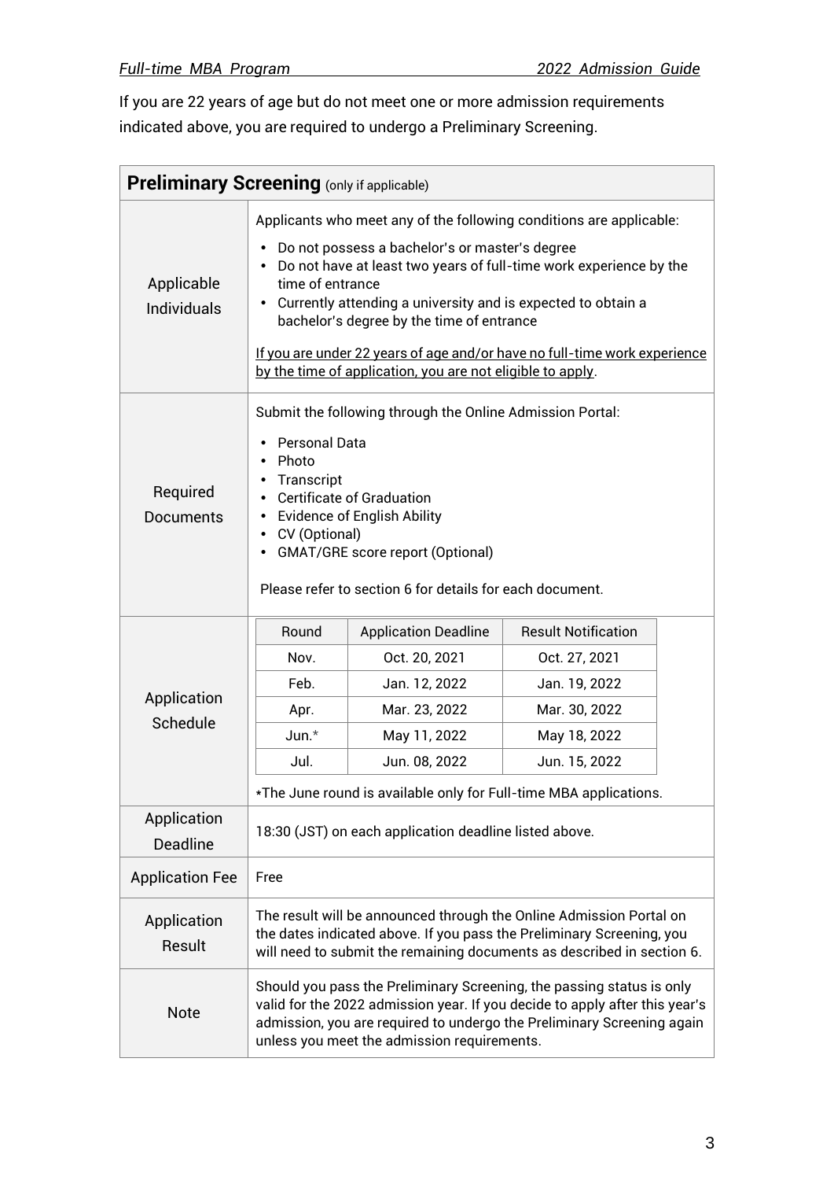If you are 22 years of age but do not meet one or more admission requirements indicated above, you are required to undergo a Preliminary Screening.

## Preliminary Screening (only if applicable)

| | |
|---|---|
| Applicable Individuals | Applicants who meet any of the following conditions are applicable:<br>• Do not possess a bachelor's or master's degree<br>• Do not have at least two years of full-time work experience by the time of entrance<br>• Currently attending a university and is expected to obtain a bachelor's degree by the time of entrance<br><br><u>If you are under 22 years of age and/or have no full-time work experience by the time of application, you are not eligible to apply</u>. |
| Required Documents | Submit the following through the Online Admission Portal:<br>• Personal Data<br>• Photo<br>• Transcript<br>• Certificate of Graduation<br>• Evidence of English Ability<br>• CV (Optional)<br>• GMAT/GRE score report (Optional)<br><br>Please refer to section 6 for details for each document. |
| Application Schedule | See table below.<br>*The June round is available only for Full-time MBA applications. |
| Application Deadline | 18:30 (JST) on each application deadline listed above. |
| Application Fee | Free |
| Application Result | The result will be announced through the Online Admission Portal on the dates indicated above. If you pass the Preliminary Screening, you will need to submit the remaining documents as described in section 6. |
| Note | Should you pass the Preliminary Screening, the passing status is only valid for the 2022 admission year. If you decide to apply after this year's admission, you are required to undergo the Preliminary Screening again unless you meet the admission requirements. |

**Application Schedule**

| Round | Application Deadline | Result Notification |
|---|---|---|
| Nov. | Oct. 20, 2021 | Oct. 27, 2021 |
| Feb. | Jan. 12, 2022 | Jan. 19, 2022 |
| Apr. | Mar. 23, 2022 | Mar. 30, 2022 |
| Jun.* | May 11, 2022 | May 18, 2022 |
| Jul. | Jun. 08, 2022 | Jun. 15, 2022 |

*The June round is available only for Full-time MBA applications.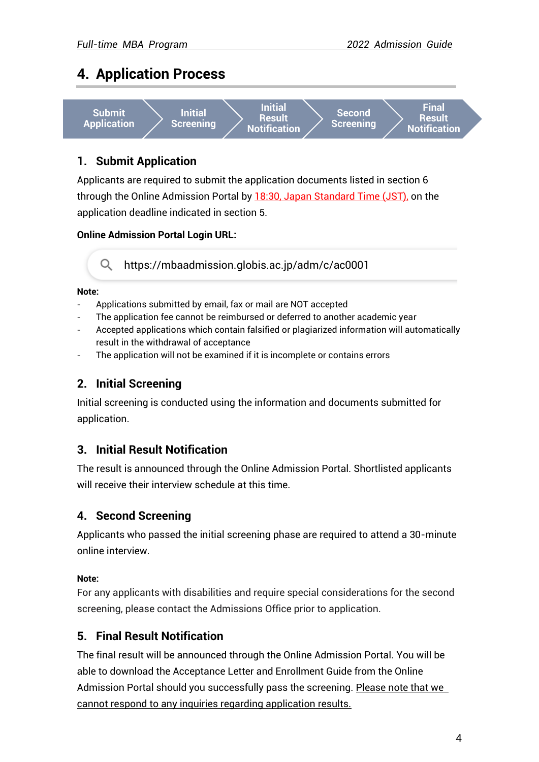# 4. Application Process

Submit Application → Initial Screening → Initial Result Notification → Second Screening → Final Result Notification

## 1. Submit Application

Applicants are required to submit the application documents listed in section 6 through the Online Admission Portal by 18:30, Japan Standard Time (JST), on the application deadline indicated in section 5.

**Online Admission Portal Login URL:**

https://mbaadmission.globis.ac.jp/adm/c/ac0001

**Note:**

- Applications submitted by email, fax or mail are NOT accepted
- The application fee cannot be reimbursed or deferred to another academic year
- Accepted applications which contain falsified or plagiarized information will automatically result in the withdrawal of acceptance
- The application will not be examined if it is incomplete or contains errors

## 2. Initial Screening

Initial screening is conducted using the information and documents submitted for application.

## 3. Initial Result Notification

The result is announced through the Online Admission Portal. Shortlisted applicants will receive their interview schedule at this time.

## 4. Second Screening

Applicants who passed the initial screening phase are required to attend a 30-minute online interview.

**Note:**

For any applicants with disabilities and require special considerations for the second screening, please contact the Admissions Office prior to application.

## 5. Final Result Notification

The final result will be announced through the Online Admission Portal. You will be able to download the Acceptance Letter and Enrollment Guide from the Online Admission Portal should you successfully pass the screening. Please note that we cannot respond to any inquiries regarding application results.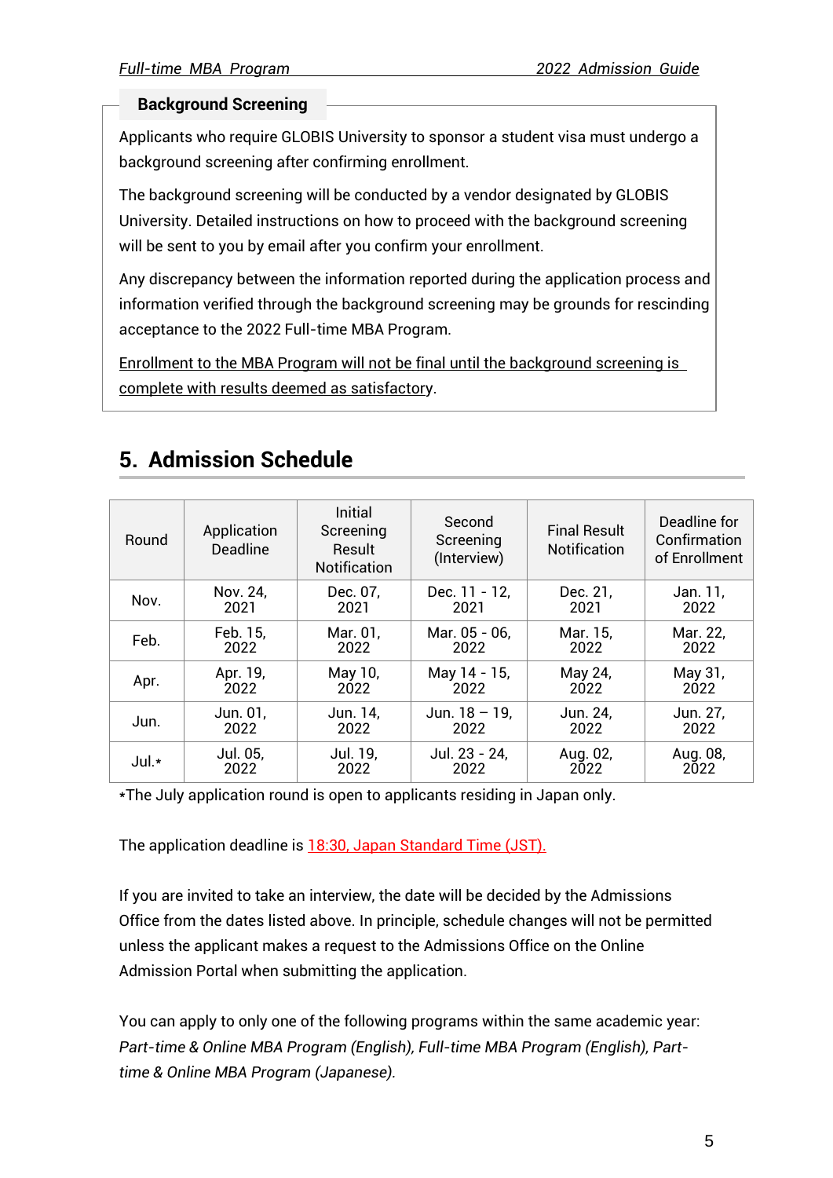## Background Screening

Applicants who require GLOBIS University to sponsor a student visa must undergo a background screening after confirming enrollment.

The background screening will be conducted by a vendor designated by GLOBIS University. Detailed instructions on how to proceed with the background screening will be sent to you by email after you confirm your enrollment.

Any discrepancy between the information reported during the application process and information verified through the background screening may be grounds for rescinding acceptance to the 2022 Full-time MBA Program.

<u>Enrollment to the MBA Program will not be final until the background screening is complete with results deemed as satisfactory</u>.

# 5. Admission Schedule

| Round | Application Deadline | Initial Screening Result Notification | Second Screening (Interview) | Final Result Notification | Deadline for Confirmation of Enrollment |
|---|---|---|---|---|---|
| Nov. | Nov. 24, 2021 | Dec. 07, 2021 | Dec. 11 - 12, 2021 | Dec. 21, 2021 | Jan. 11, 2022 |
| Feb. | Feb. 15, 2022 | Mar. 01, 2022 | Mar. 05 - 06, 2022 | Mar. 15, 2022 | Mar. 22, 2022 |
| Apr. | Apr. 19, 2022 | May 10, 2022 | May 14 - 15, 2022 | May 24, 2022 | May 31, 2022 |
| Jun. | Jun. 01, 2022 | Jun. 14, 2022 | Jun. 18 – 19, 2022 | Jun. 24, 2022 | Jun. 27, 2022 |
| Jul.* | Jul. 05, 2022 | Jul. 19, 2022 | Jul. 23 - 24, 2022 | Aug. 02, 2022 | Aug. 08, 2022 |

*The July application round is open to applicants residing in Japan only.

The application deadline is <u>18:30, Japan Standard Time (JST).</u>

If you are invited to take an interview, the date will be decided by the Admissions Office from the dates listed above. In principle, schedule changes will not be permitted unless the applicant makes a request to the Admissions Office on the Online Admission Portal when submitting the application.

You can apply to only one of the following programs within the same academic year: *Part-time & Online MBA Program (English), Full-time MBA Program (English), Part-time & Online MBA Program (Japanese).*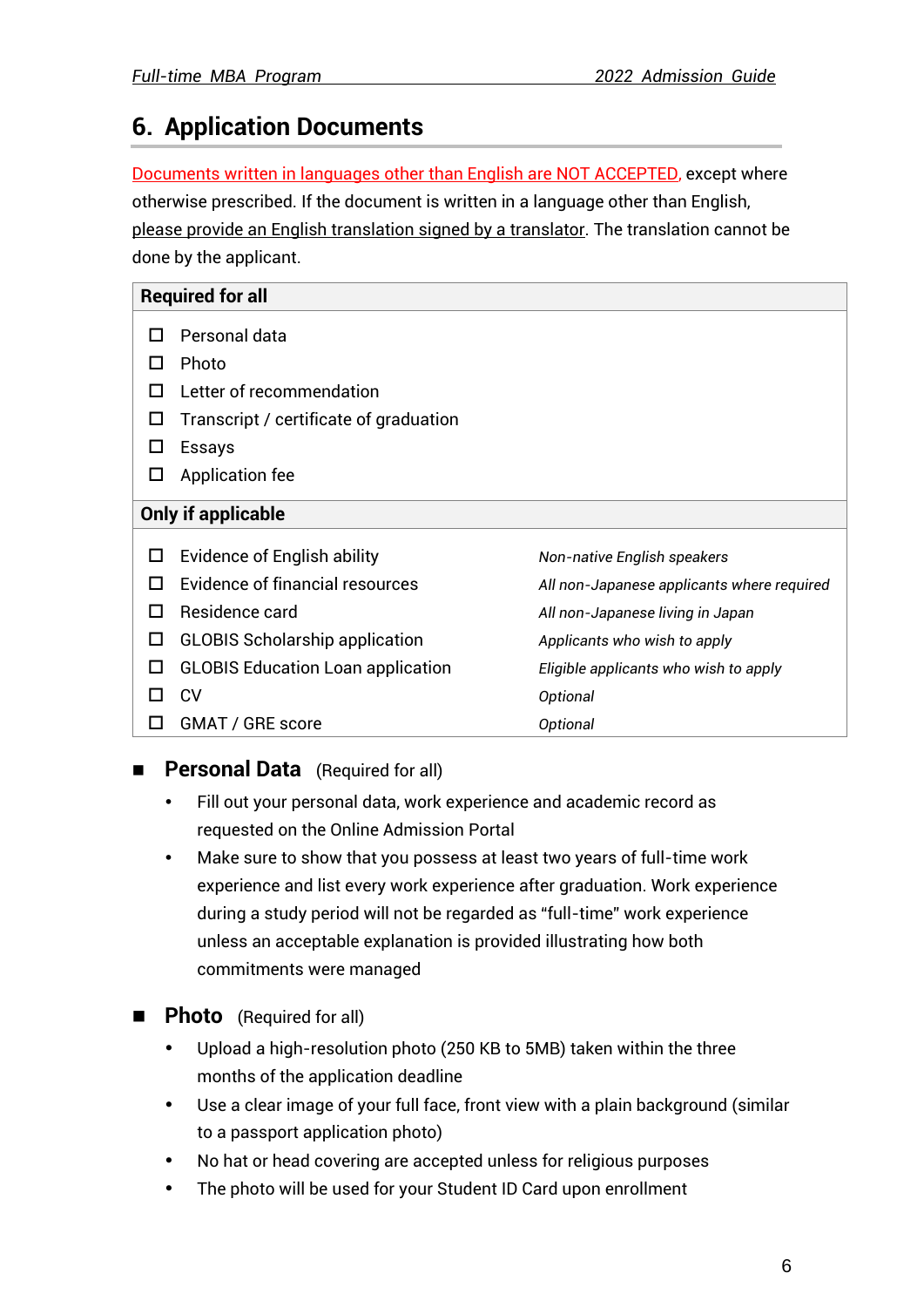## 6. Application Documents

Documents written in languages other than English are NOT ACCEPTED, except where otherwise prescribed. If the document is written in a language other than English, please provide an English translation signed by a translator. The translation cannot be done by the applicant.

| **Required for all** | |
|---|---|
| ☐ Personal data | |
| ☐ Photo | |
| ☐ Letter of recommendation | |
| ☐ Transcript / certificate of graduation | |
| ☐ Essays | |
| ☐ Application fee | |
| **Only if applicable** | |
| ☐ Evidence of English ability | *Non-native English speakers* |
| ☐ Evidence of financial resources | *All non-Japanese applicants where required* |
| ☐ Residence card | *All non-Japanese living in Japan* |
| ☐ GLOBIS Scholarship application | *Applicants who wish to apply* |
| ☐ GLOBIS Education Loan application | *Eligible applicants who wish to apply* |
| ☐ CV | *Optional* |
| ☐ GMAT / GRE score | *Optional* |

### ■ Personal Data (Required for all)

- Fill out your personal data, work experience and academic record as requested on the Online Admission Portal
- Make sure to show that you possess at least two years of full-time work experience and list every work experience after graduation. Work experience during a study period will not be regarded as "full-time" work experience unless an acceptable explanation is provided illustrating how both commitments were managed

### ■ Photo (Required for all)

- Upload a high-resolution photo (250 KB to 5MB) taken within the three months of the application deadline
- Use a clear image of your full face, front view with a plain background (similar to a passport application photo)
- No hat or head covering are accepted unless for religious purposes
- The photo will be used for your Student ID Card upon enrollment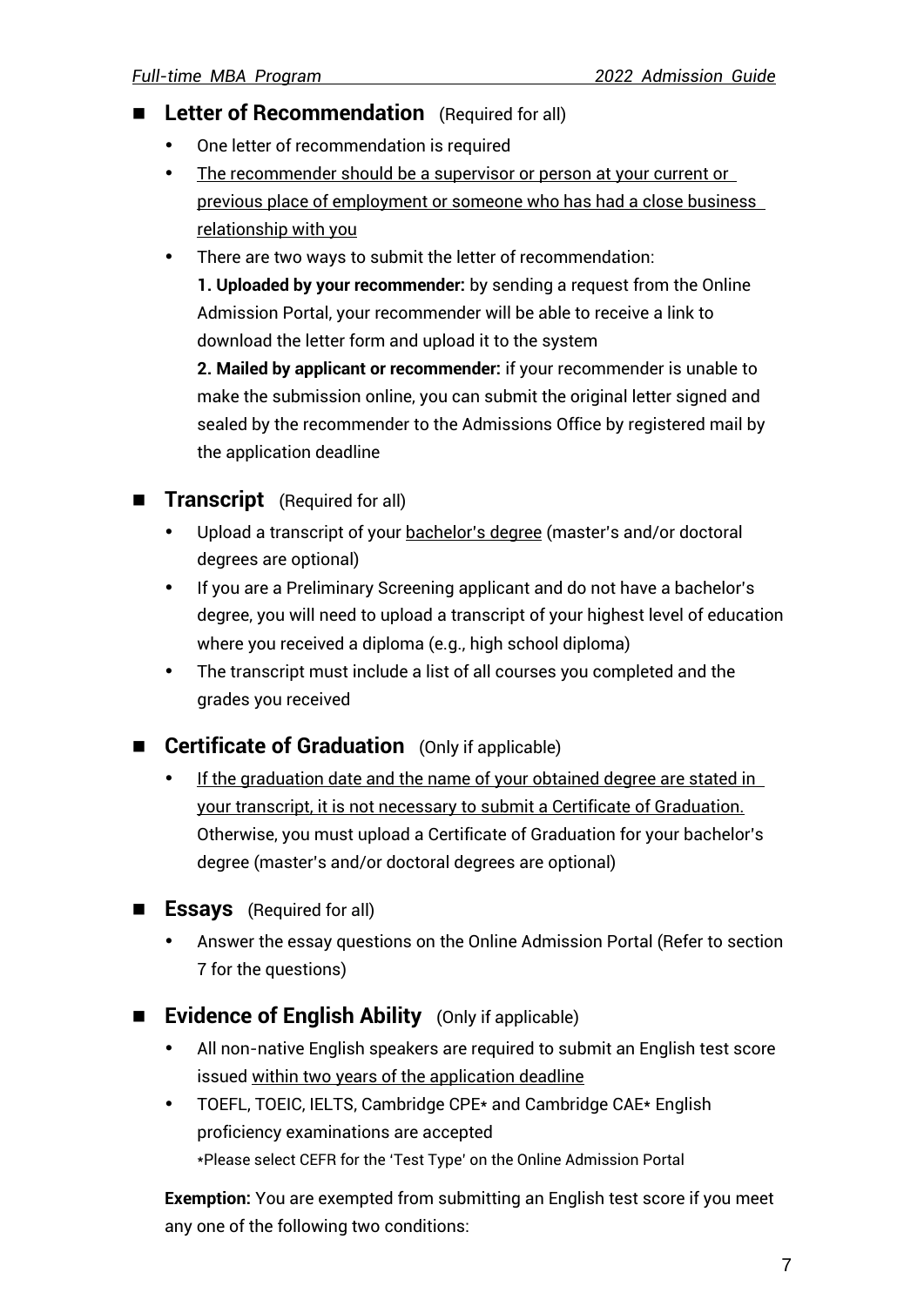## Letter of Recommendation (Required for all)

- One letter of recommendation is required
- The recommender should be a supervisor or person at your current or previous place of employment or someone who has had a close business relationship with you
- There are two ways to submit the letter of recommendation:
  **1. Uploaded by your recommender:** by sending a request from the Online Admission Portal, your recommender will be able to receive a link to download the letter form and upload it to the system
  **2. Mailed by applicant or recommender:** if your recommender is unable to make the submission online, you can submit the original letter signed and sealed by the recommender to the Admissions Office by registered mail by the application deadline

## Transcript (Required for all)

- Upload a transcript of your bachelor's degree (master's and/or doctoral degrees are optional)
- If you are a Preliminary Screening applicant and do not have a bachelor's degree, you will need to upload a transcript of your highest level of education where you received a diploma (e.g., high school diploma)
- The transcript must include a list of all courses you completed and the grades you received

## Certificate of Graduation (Only if applicable)

- If the graduation date and the name of your obtained degree are stated in your transcript, it is not necessary to submit a Certificate of Graduation. Otherwise, you must upload a Certificate of Graduation for your bachelor's degree (master's and/or doctoral degrees are optional)

## Essays (Required for all)

- Answer the essay questions on the Online Admission Portal (Refer to section 7 for the questions)

## Evidence of English Ability (Only if applicable)

- All non-native English speakers are required to submit an English test score issued within two years of the application deadline
- TOEFL, TOEIC, IELTS, Cambridge CPE* and Cambridge CAE* English proficiency examinations are accepted
  *Please select CEFR for the 'Test Type' on the Online Admission Portal

**Exemption:** You are exempted from submitting an English test score if you meet any one of the following two conditions: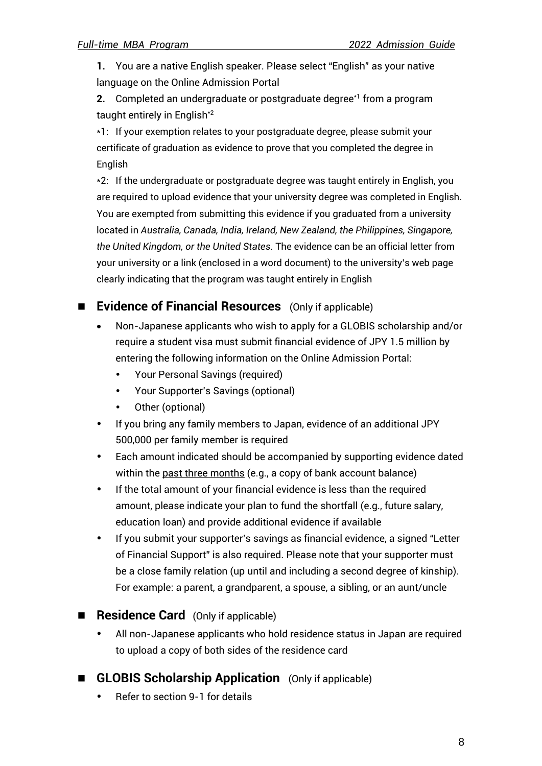1. You are a native English speaker. Please select “English” as your native language on the Online Admission Portal

2. Completed an undergraduate or postgraduate degree[*1] from a program taught entirely in English[*2]

*1: If your exemption relates to your postgraduate degree, please submit your certificate of graduation as evidence to prove that you completed the degree in English

*2: If the undergraduate or postgraduate degree was taught entirely in English, you are required to upload evidence that your university degree was completed in English. You are exempted from submitting this evidence if you graduated from a university located in *Australia, Canada, India, Ireland, New Zealand, the Philippines, Singapore, the United Kingdom, or the United States.* The evidence can be an official letter from your university or a link (enclosed in a word document) to the university's web page clearly indicating that the program was taught entirely in English

## ■ Evidence of Financial Resources (Only if applicable)

- Non-Japanese applicants who wish to apply for a GLOBIS scholarship and/or require a student visa must submit financial evidence of JPY 1.5 million by entering the following information on the Online Admission Portal:
  - Your Personal Savings (required)
  - Your Supporter's Savings (optional)
  - Other (optional)
- If you bring any family members to Japan, evidence of an additional JPY 500,000 per family member is required
- Each amount indicated should be accompanied by supporting evidence dated within the past three months (e.g., a copy of bank account balance)
- If the total amount of your financial evidence is less than the required amount, please indicate your plan to fund the shortfall (e.g., future salary, education loan) and provide additional evidence if available
- If you submit your supporter's savings as financial evidence, a signed “Letter of Financial Support” is also required. Please note that your supporter must be a close family relation (up until and including a second degree of kinship). For example: a parent, a grandparent, a spouse, a sibling, or an aunt/uncle

## ■ Residence Card (Only if applicable)

- All non-Japanese applicants who hold residence status in Japan are required to upload a copy of both sides of the residence card

## ■ GLOBIS Scholarship Application (Only if applicable)

- Refer to section 9-1 for details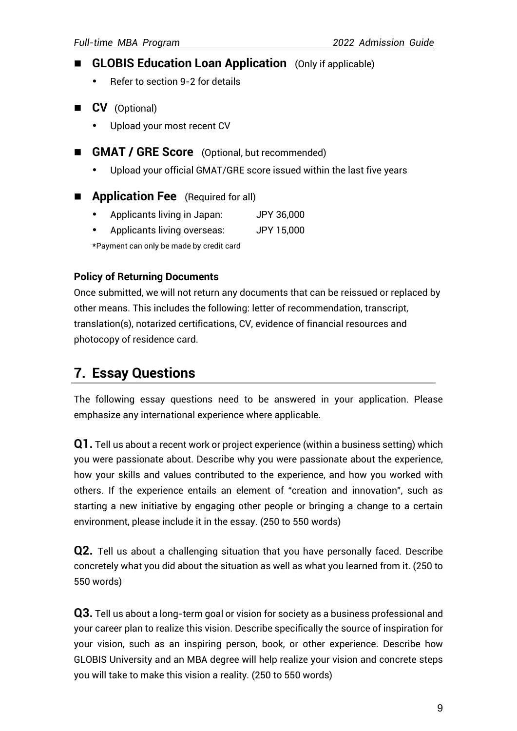- **GLOBIS Education Loan Application** (Only if applicable)
  - Refer to section 9-2 for details

- **CV** (Optional)
  - Upload your most recent CV

- **GMAT / GRE Score** (Optional, but recommended)
  - Upload your official GMAT/GRE score issued within the last five years

- **Application Fee** (Required for all)
  - Applicants living in Japan: JPY 36,000
  - Applicants living overseas: JPY 15,000

*Payment can only be made by credit card

**Policy of Returning Documents**

Once submitted, we will not return any documents that can be reissued or replaced by other means. This includes the following: letter of recommendation, transcript, translation(s), notarized certifications, CV, evidence of financial resources and photocopy of residence card.

## 7. Essay Questions

The following essay questions need to be answered in your application. Please emphasize any international experience where applicable.

**Q1.** Tell us about a recent work or project experience (within a business setting) which you were passionate about. Describe why you were passionate about the experience, how your skills and values contributed to the experience, and how you worked with others. If the experience entails an element of "creation and innovation", such as starting a new initiative by engaging other people or bringing a change to a certain environment, please include it in the essay. (250 to 550 words)

**Q2.** Tell us about a challenging situation that you have personally faced. Describe concretely what you did about the situation as well as what you learned from it. (250 to 550 words)

**Q3.** Tell us about a long-term goal or vision for society as a business professional and your career plan to realize this vision. Describe specifically the source of inspiration for your vision, such as an inspiring person, book, or other experience. Describe how GLOBIS University and an MBA degree will help realize your vision and concrete steps you will take to make this vision a reality. (250 to 550 words)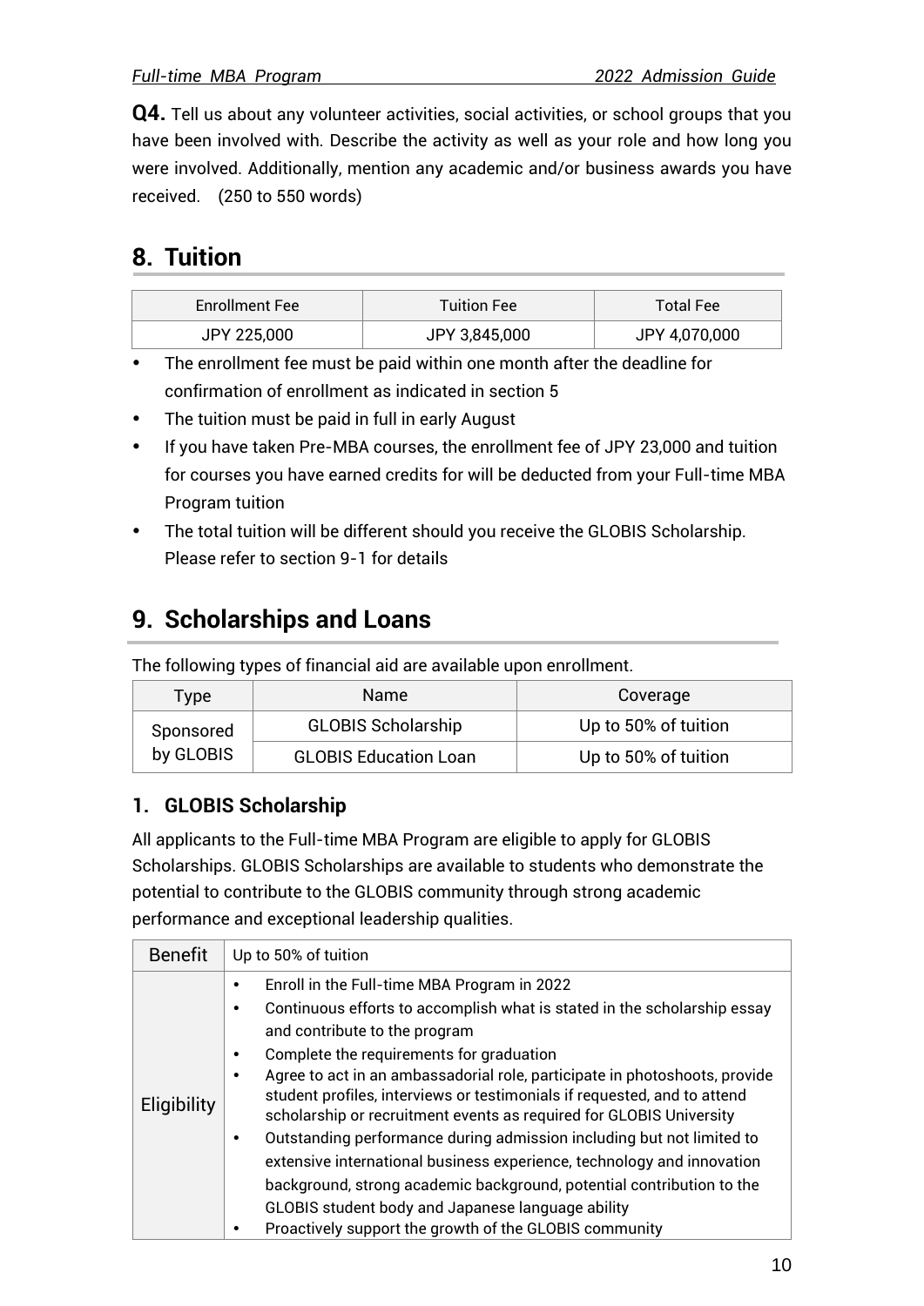**Q4.** Tell us about any volunteer activities, social activities, or school groups that you have been involved with. Describe the activity as well as your role and how long you were involved. Additionally, mention any academic and/or business awards you have received.　(250 to 550 words)

## 8. Tuition

| Enrollment Fee | Tuition Fee | Total Fee |
|---|---|---|
| JPY 225,000 | JPY 3,845,000 | JPY 4,070,000 |

- The enrollment fee must be paid within one month after the deadline for confirmation of enrollment as indicated in section 5
- The tuition must be paid in full in early August
- If you have taken Pre-MBA courses, the enrollment fee of JPY 23,000 and tuition for courses you have earned credits for will be deducted from your Full-time MBA Program tuition
- The total tuition will be different should you receive the GLOBIS Scholarship. Please refer to section 9-1 for details

## 9. Scholarships and Loans

The following types of financial aid are available upon enrollment.

| Type | Name | Coverage |
|---|---|---|
| Sponsored by GLOBIS | GLOBIS Scholarship | Up to 50% of tuition |
| | GLOBIS Education Loan | Up to 50% of tuition |

### 1. GLOBIS Scholarship

All applicants to the Full-time MBA Program are eligible to apply for GLOBIS Scholarships. GLOBIS Scholarships are available to students who demonstrate the potential to contribute to the GLOBIS community through strong academic performance and exceptional leadership qualities.

| Benefit | Up to 50% of tuition |
|---|---|
| Eligibility | • Enroll in the Full-time MBA Program in 2022<br>• Continuous efforts to accomplish what is stated in the scholarship essay and contribute to the program<br>• Complete the requirements for graduation<br>• Agree to act in an ambassadorial role, participate in photoshoots, provide student profiles, interviews or testimonials if requested, and to attend scholarship or recruitment events as required for GLOBIS University<br>• Outstanding performance during admission including but not limited to extensive international business experience, technology and innovation background, strong academic background, potential contribution to the GLOBIS student body and Japanese language ability<br>• Proactively support the growth of the GLOBIS community |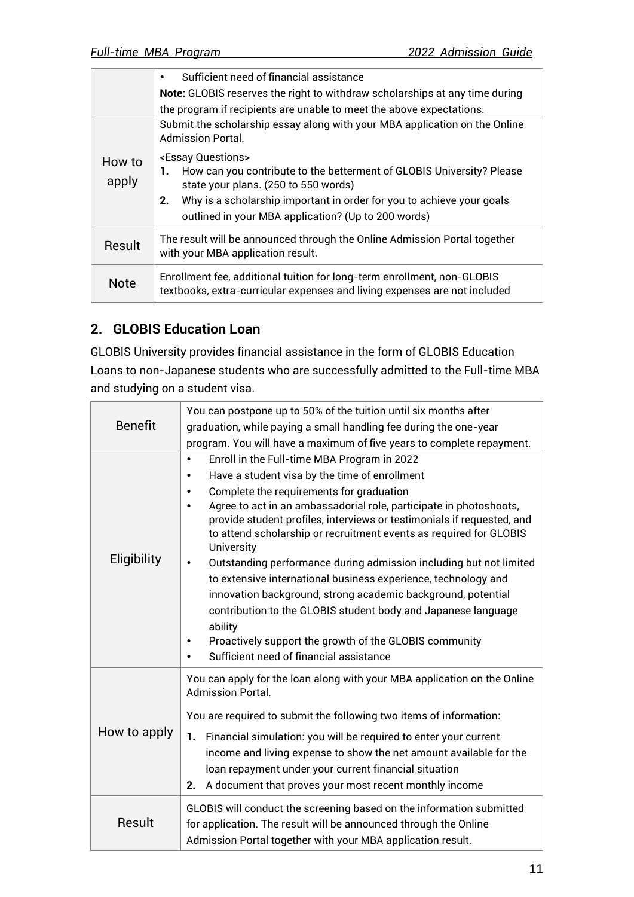| | |
|---|---|
| | • Sufficient need of financial assistance<br>**Note:** GLOBIS reserves the right to withdraw scholarships at any time during the program if recipients are unable to meet the above expectations. |
| How to apply | Submit the scholarship essay along with your MBA application on the Online Admission Portal.<br><Essay Questions><br>**1.** How can you contribute to the betterment of GLOBIS University? Please state your plans. (250 to 550 words)<br>**2.** Why is a scholarship important in order for you to achieve your goals outlined in your MBA application? (Up to 200 words) |
| Result | The result will be announced through the Online Admission Portal together with your MBA application result. |
| Note | Enrollment fee, additional tuition for long-term enrollment, non-GLOBIS textbooks, extra-curricular expenses and living expenses are not included |

## 2. GLOBIS Education Loan

GLOBIS University provides financial assistance in the form of GLOBIS Education Loans to non-Japanese students who are successfully admitted to the Full-time MBA and studying on a student visa.

| | |
|---|---|
| Benefit | You can postpone up to 50% of the tuition until six months after graduation, while paying a small handling fee during the one-year program. You will have a maximum of five years to complete repayment. |
| Eligibility | • Enroll in the Full-time MBA Program in 2022<br>• Have a student visa by the time of enrollment<br>• Complete the requirements for graduation<br>• Agree to act in an ambassadorial role, participate in photoshoots, provide student profiles, interviews or testimonials if requested, and to attend scholarship or recruitment events as required for GLOBIS University<br>• Outstanding performance during admission including but not limited to extensive international business experience, technology and innovation background, strong academic background, potential contribution to the GLOBIS student body and Japanese language ability<br>• Proactively support the growth of the GLOBIS community<br>• Sufficient need of financial assistance |
| How to apply | You can apply for the loan along with your MBA application on the Online Admission Portal.<br>You are required to submit the following two items of information:<br>**1.** Financial simulation: you will be required to enter your current income and living expense to show the net amount available for the loan repayment under your current financial situation<br>**2.** A document that proves your most recent monthly income |
| Result | GLOBIS will conduct the screening based on the information submitted for application. The result will be announced through the Online Admission Portal together with your MBA application result. |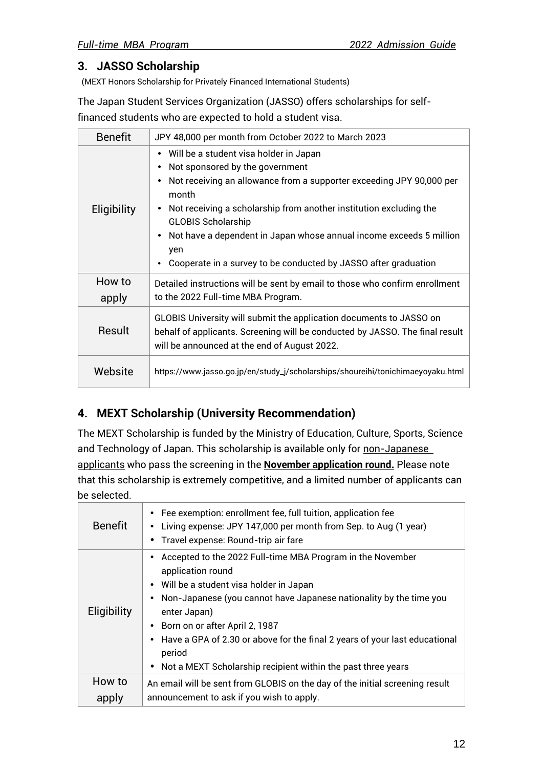## 3. JASSO Scholarship

(MEXT Honors Scholarship for Privately Financed International Students)

The Japan Student Services Organization (JASSO) offers scholarships for self-financed students who are expected to hold a student visa.

| | |
|---|---|
| Benefit | JPY 48,000 per month from October 2022 to March 2023 |
| Eligibility | • Will be a student visa holder in Japan<br>• Not sponsored by the government<br>• Not receiving an allowance from a supporter exceeding JPY 90,000 per month<br>• Not receiving a scholarship from another institution excluding the GLOBIS Scholarship<br>• Not have a dependent in Japan whose annual income exceeds 5 million yen<br>• Cooperate in a survey to be conducted by JASSO after graduation |
| How to apply | Detailed instructions will be sent by email to those who confirm enrollment to the 2022 Full-time MBA Program. |
| Result | GLOBIS University will submit the application documents to JASSO on behalf of applicants. Screening will be conducted by JASSO. The final result will be announced at the end of August 2022. |
| Website | https://www.jasso.go.jp/en/study_j/scholarships/shoureihi/tonichimaeyoyaku.html |

## 4. MEXT Scholarship (University Recommendation)

The MEXT Scholarship is funded by the Ministry of Education, Culture, Sports, Science and Technology of Japan. This scholarship is available only for non-Japanese applicants who pass the screening in the **November application round.** Please note that this scholarship is extremely competitive, and a limited number of applicants can be selected.

| | |
|---|---|
| Benefit | • Fee exemption: enrollment fee, full tuition, application fee<br>• Living expense: JPY 147,000 per month from Sep. to Aug (1 year)<br>• Travel expense: Round-trip air fare |
| Eligibility | • Accepted to the 2022 Full-time MBA Program in the November application round<br>• Will be a student visa holder in Japan<br>• Non-Japanese (you cannot have Japanese nationality by the time you enter Japan)<br>• Born on or after April 2, 1987<br>• Have a GPA of 2.30 or above for the final 2 years of your last educational period<br>• Not a MEXT Scholarship recipient within the past three years |
| How to apply | An email will be sent from GLOBIS on the day of the initial screening result announcement to ask if you wish to apply. |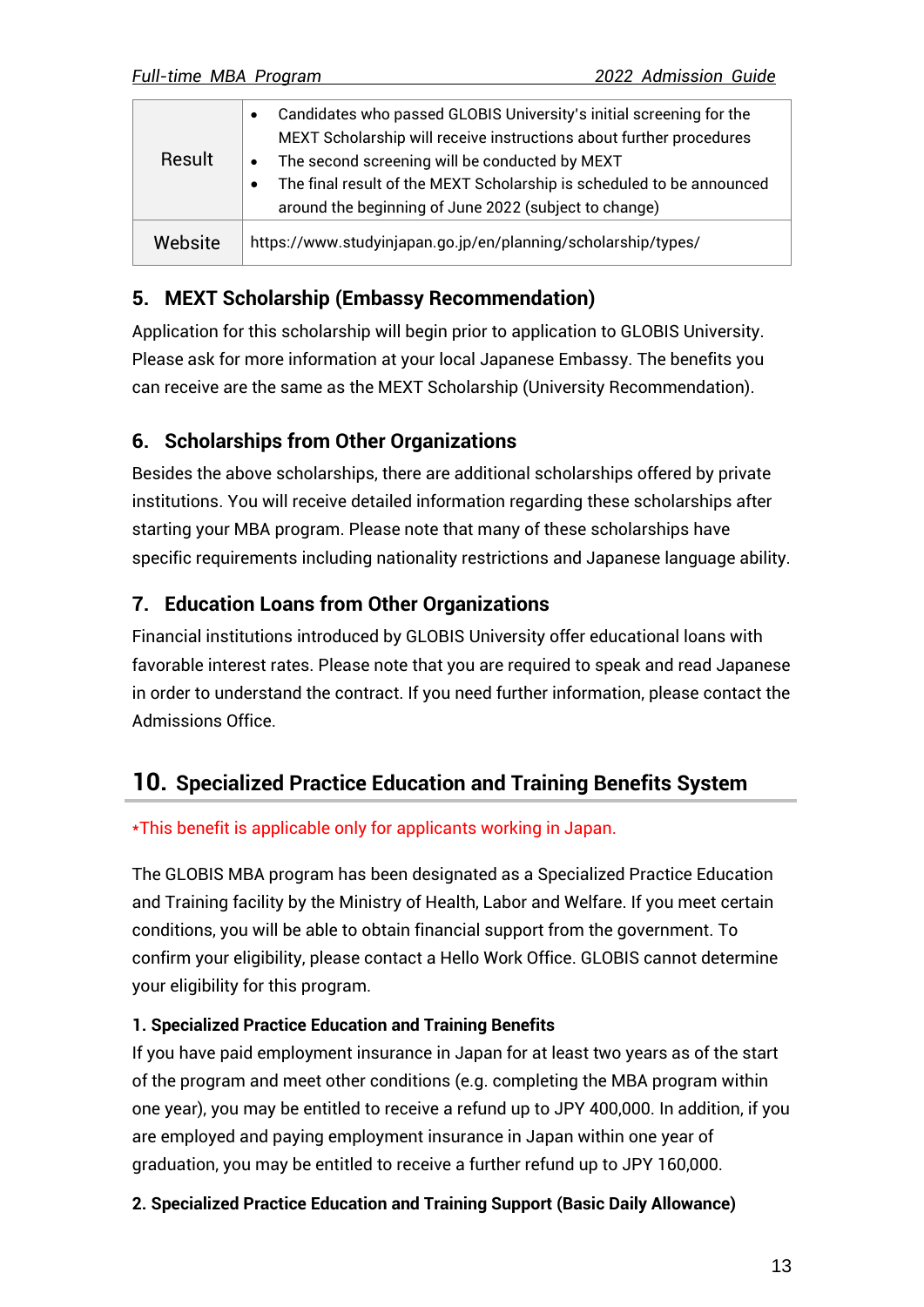| Result | • Candidates who passed GLOBIS University's initial screening for the MEXT Scholarship will receive instructions about further procedures<br>• The second screening will be conducted by MEXT<br>• The final result of the MEXT Scholarship is scheduled to be announced around the beginning of June 2022 (subject to change) |
|---|---|
| Website | https://www.studyinjapan.go.jp/en/planning/scholarship/types/ |

### 5. MEXT Scholarship (Embassy Recommendation)

Application for this scholarship will begin prior to application to GLOBIS University. Please ask for more information at your local Japanese Embassy. The benefits you can receive are the same as the MEXT Scholarship (University Recommendation).

### 6. Scholarships from Other Organizations

Besides the above scholarships, there are additional scholarships offered by private institutions. You will receive detailed information regarding these scholarships after starting your MBA program. Please note that many of these scholarships have specific requirements including nationality restrictions and Japanese language ability.

### 7. Education Loans from Other Organizations

Financial institutions introduced by GLOBIS University offer educational loans with favorable interest rates. Please note that you are required to speak and read Japanese in order to understand the contract. If you need further information, please contact the Admissions Office.

## 10. Specialized Practice Education and Training Benefits System

*This benefit is applicable only for applicants working in Japan.

The GLOBIS MBA program has been designated as a Specialized Practice Education and Training facility by the Ministry of Health, Labor and Welfare. If you meet certain conditions, you will be able to obtain financial support from the government. To confirm your eligibility, please contact a Hello Work Office. GLOBIS cannot determine your eligibility for this program.

**1. Specialized Practice Education and Training Benefits**

If you have paid employment insurance in Japan for at least two years as of the start of the program and meet other conditions (e.g. completing the MBA program within one year), you may be entitled to receive a refund up to JPY 400,000. In addition, if you are employed and paying employment insurance in Japan within one year of graduation, you may be entitled to receive a further refund up to JPY 160,000.

**2. Specialized Practice Education and Training Support (Basic Daily Allowance)**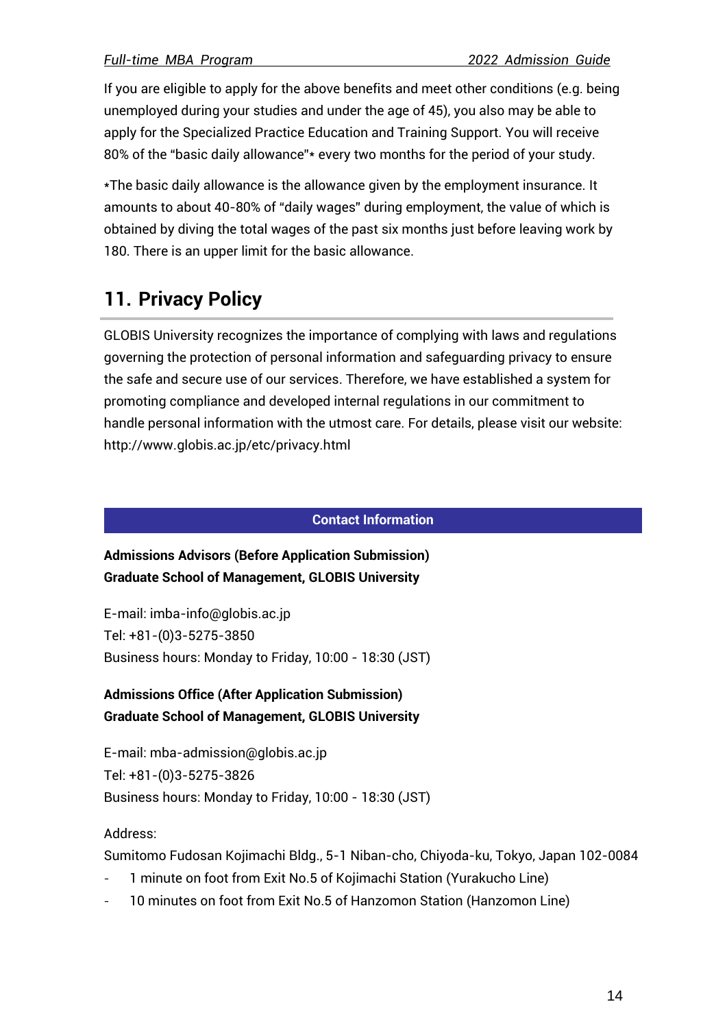If you are eligible to apply for the above benefits and meet other conditions (e.g. being unemployed during your studies and under the age of 45), you also may be able to apply for the Specialized Practice Education and Training Support. You will receive 80% of the "basic daily allowance"* every two months for the period of your study.

*The basic daily allowance is the allowance given by the employment insurance. It amounts to about 40-80% of "daily wages" during employment, the value of which is obtained by diving the total wages of the past six months just before leaving work by 180. There is an upper limit for the basic allowance.

## 11. Privacy Policy

GLOBIS University recognizes the importance of complying with laws and regulations governing the protection of personal information and safeguarding privacy to ensure the safe and secure use of our services. Therefore, we have established a system for promoting compliance and developed internal regulations in our commitment to handle personal information with the utmost care. For details, please visit our website: http://www.globis.ac.jp/etc/privacy.html

### Contact Information

**Admissions Advisors (Before Application Submission)**
**Graduate School of Management, GLOBIS University**

E-mail: imba-info@globis.ac.jp
Tel: +81-(0)3-5275-3850
Business hours: Monday to Friday, 10:00 - 18:30 (JST)

**Admissions Office (After Application Submission)**
**Graduate School of Management, GLOBIS University**

E-mail: mba-admission@globis.ac.jp
Tel: +81-(0)3-5275-3826
Business hours: Monday to Friday, 10:00 - 18:30 (JST)

Address:
Sumitomo Fudosan Kojimachi Bldg., 5-1 Niban-cho, Chiyoda-ku, Tokyo, Japan 102-0084

- 1 minute on foot from Exit No.5 of Kojimachi Station (Yurakucho Line)
- 10 minutes on foot from Exit No.5 of Hanzomon Station (Hanzomon Line)